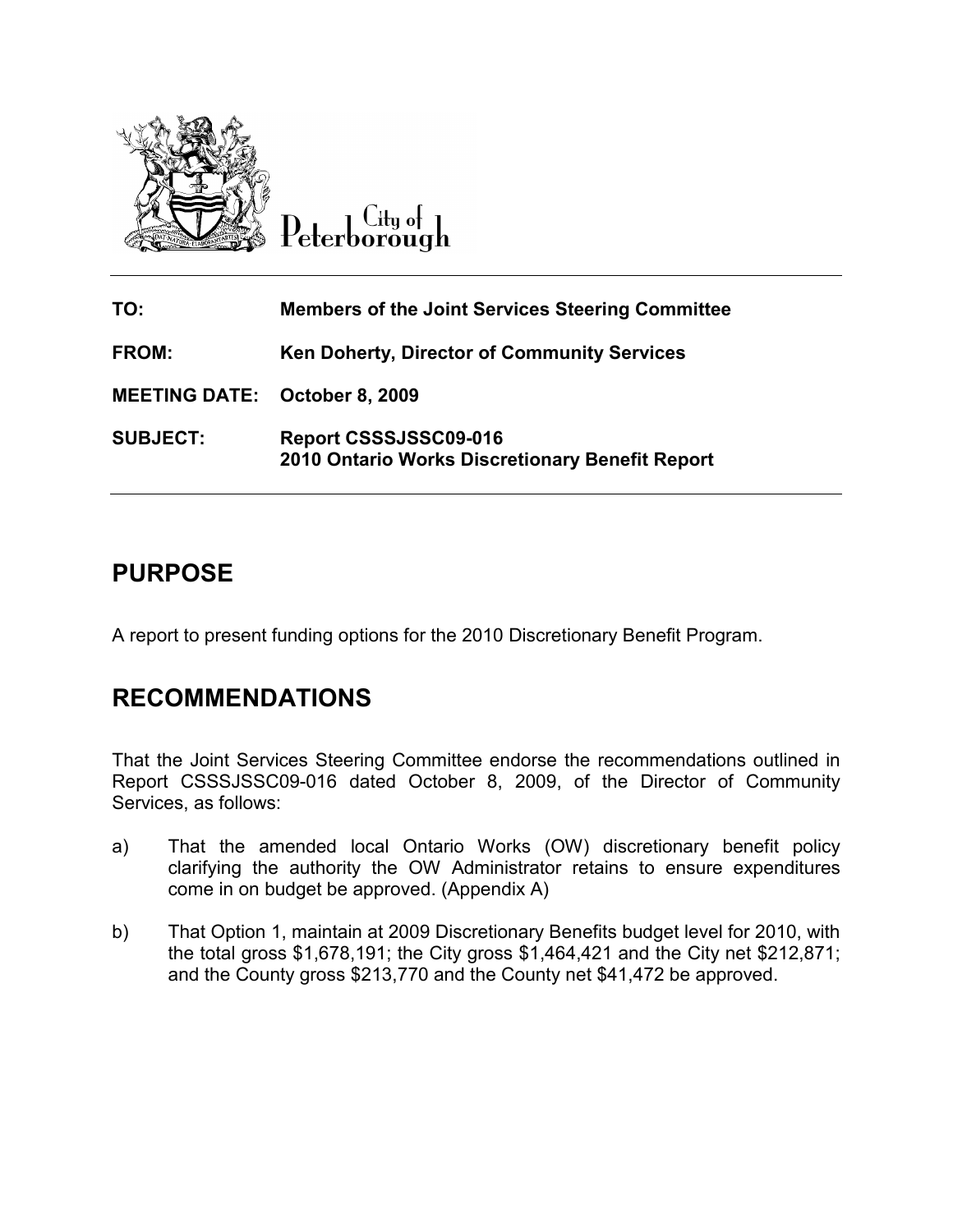City of Peterborough

| | |
|---|---|
| **TO:** | **Members of the Joint Services Steering Committee** |
| **FROM:** | **Ken Doherty, Director of Community Services** |
| **MEETING DATE:** | **October 8, 2009** |
| **SUBJECT:** | **Report CSSSJSSC09-016**<br>**2010 Ontario Works Discretionary Benefit Report** |

## PURPOSE

A report to present funding options for the 2010 Discretionary Benefit Program.

## RECOMMENDATIONS

That the Joint Services Steering Committee endorse the recommendations outlined in Report CSSSJSSC09-016 dated October 8, 2009, of the Director of Community Services, as follows:

a) That the amended local Ontario Works (OW) discretionary benefit policy clarifying the authority the OW Administrator retains to ensure expenditures come in on budget be approved. (Appendix A)

b) That Option 1, maintain at 2009 Discretionary Benefits budget level for 2010, with the total gross $1,678,191; the City gross $1,464,421 and the City net $212,871; and the County gross $213,770 and the County net $41,472 be approved.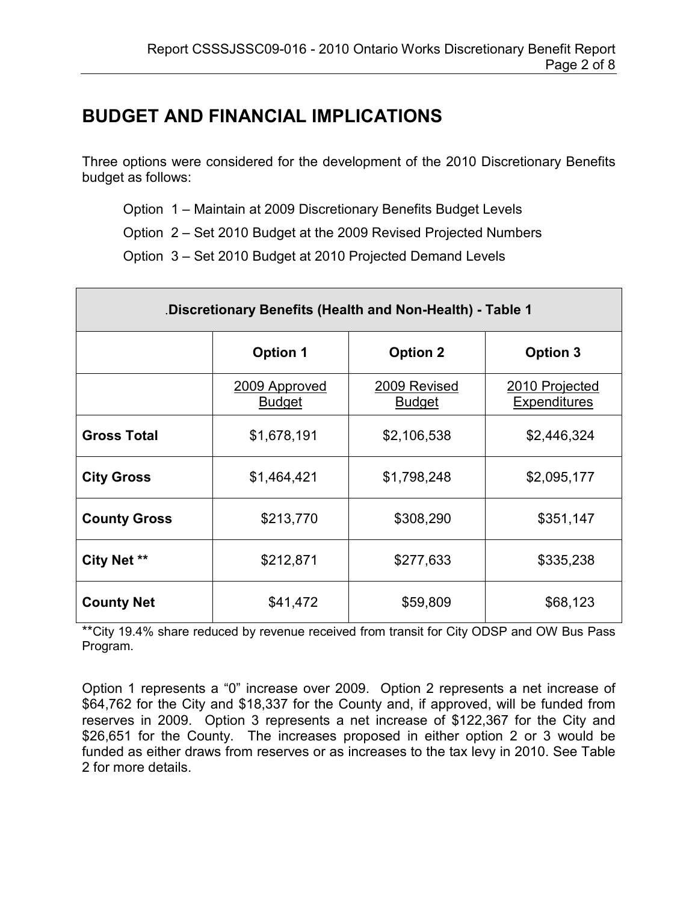## BUDGET AND FINANCIAL IMPLICATIONS

Three options were considered for the development of the 2010 Discretionary Benefits budget as follows:

Option 1 – Maintain at 2009 Discretionary Benefits Budget Levels

Option 2 – Set 2010 Budget at the 2009 Revised Projected Numbers

Option 3 – Set 2010 Budget at 2010 Projected Demand Levels

| .**Discretionary Benefits (Health and Non-Health) - Table 1** | | | |
|---|---|---|---|
| | **Option 1** | **Option 2** | **Option 3** |
| | 2009 Approved Budget | 2009 Revised Budget | 2010 Projected Expenditures |
| **Gross Total** | $1,678,191 | $2,106,538 | $2,446,324 |
| **City Gross** | $1,464,421 | $1,798,248 | $2,095,177 |
| **County Gross** | $213,770 | $308,290 | $351,147 |
| **City Net \*\*** | $212,871 | $277,633 | $335,238 |
| **County Net** | $41,472 | $59,809 | $68,123 |

**City 19.4% share reduced by revenue received from transit for City ODSP and OW Bus Pass Program.

Option 1 represents a "0" increase over 2009. Option 2 represents a net increase of $64,762 for the City and $18,337 for the County and, if approved, will be funded from reserves in 2009. Option 3 represents a net increase of $122,367 for the City and $26,651 for the County. The increases proposed in either option 2 or 3 would be funded as either draws from reserves or as increases to the tax levy in 2010. See Table 2 for more details.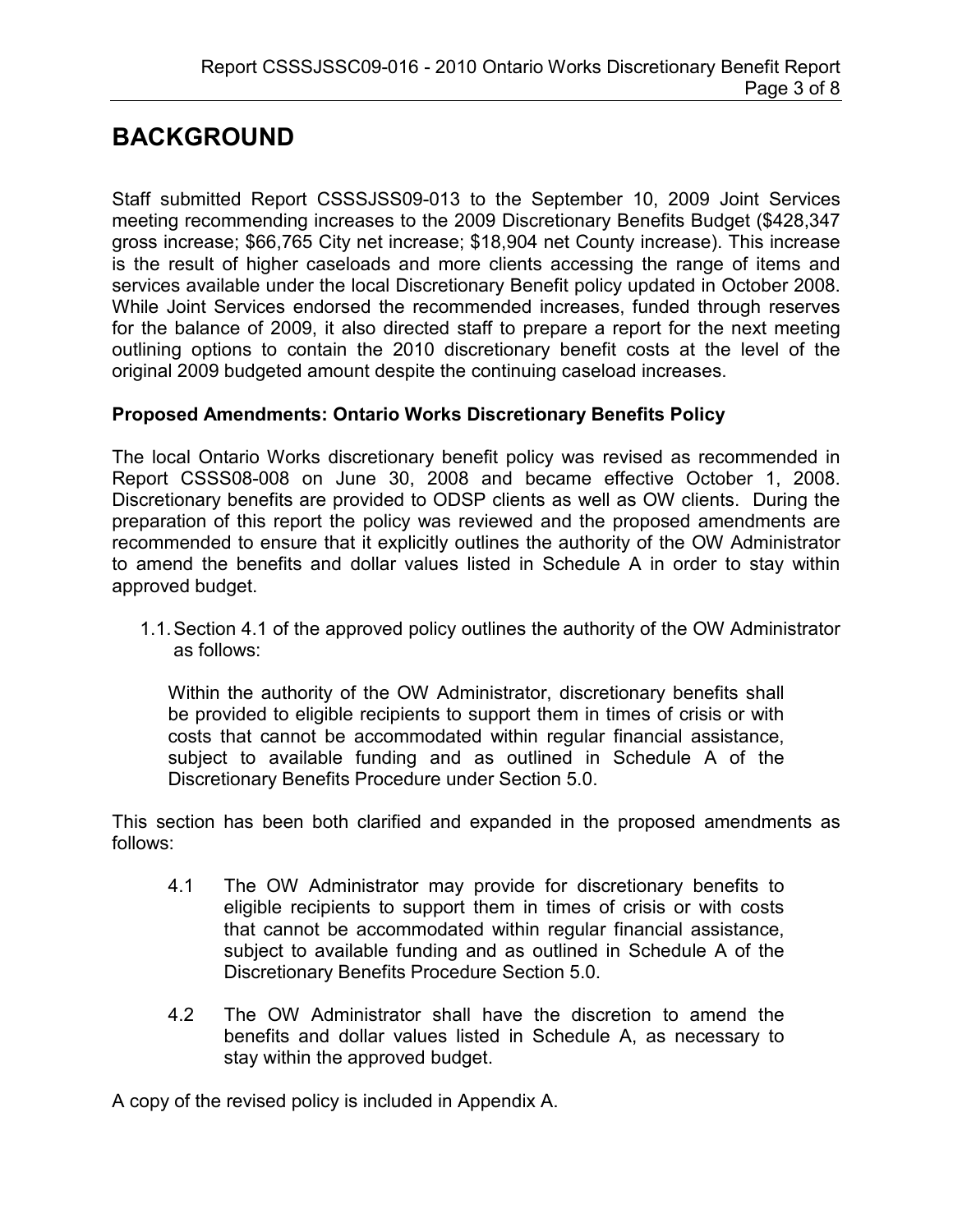# BACKGROUND

Staff submitted Report CSSSJSS09-013 to the September 10, 2009 Joint Services meeting recommending increases to the 2009 Discretionary Benefits Budget ($428,347 gross increase; $66,765 City net increase; $18,904 net County increase). This increase is the result of higher caseloads and more clients accessing the range of items and services available under the local Discretionary Benefit policy updated in October 2008. While Joint Services endorsed the recommended increases, funded through reserves for the balance of 2009, it also directed staff to prepare a report for the next meeting outlining options to contain the 2010 discretionary benefit costs at the level of the original 2009 budgeted amount despite the continuing caseload increases.

**Proposed Amendments: Ontario Works Discretionary Benefits Policy**

The local Ontario Works discretionary benefit policy was revised as recommended in Report CSSS08-008 on June 30, 2008 and became effective October 1, 2008. Discretionary benefits are provided to ODSP clients as well as OW clients. During the preparation of this report the policy was reviewed and the proposed amendments are recommended to ensure that it explicitly outlines the authority of the OW Administrator to amend the benefits and dollar values listed in Schedule A in order to stay within approved budget.

1.1. Section 4.1 of the approved policy outlines the authority of the OW Administrator as follows:

> Within the authority of the OW Administrator, discretionary benefits shall be provided to eligible recipients to support them in times of crisis or with costs that cannot be accommodated within regular financial assistance, subject to available funding and as outlined in Schedule A of the Discretionary Benefits Procedure under Section 5.0.

This section has been both clarified and expanded in the proposed amendments as follows:

> 4.1 The OW Administrator may provide for discretionary benefits to eligible recipients to support them in times of crisis or with costs that cannot be accommodated within regular financial assistance, subject to available funding and as outlined in Schedule A of the Discretionary Benefits Procedure Section 5.0.
>
> 4.2 The OW Administrator shall have the discretion to amend the benefits and dollar values listed in Schedule A, as necessary to stay within the approved budget.

A copy of the revised policy is included in Appendix A.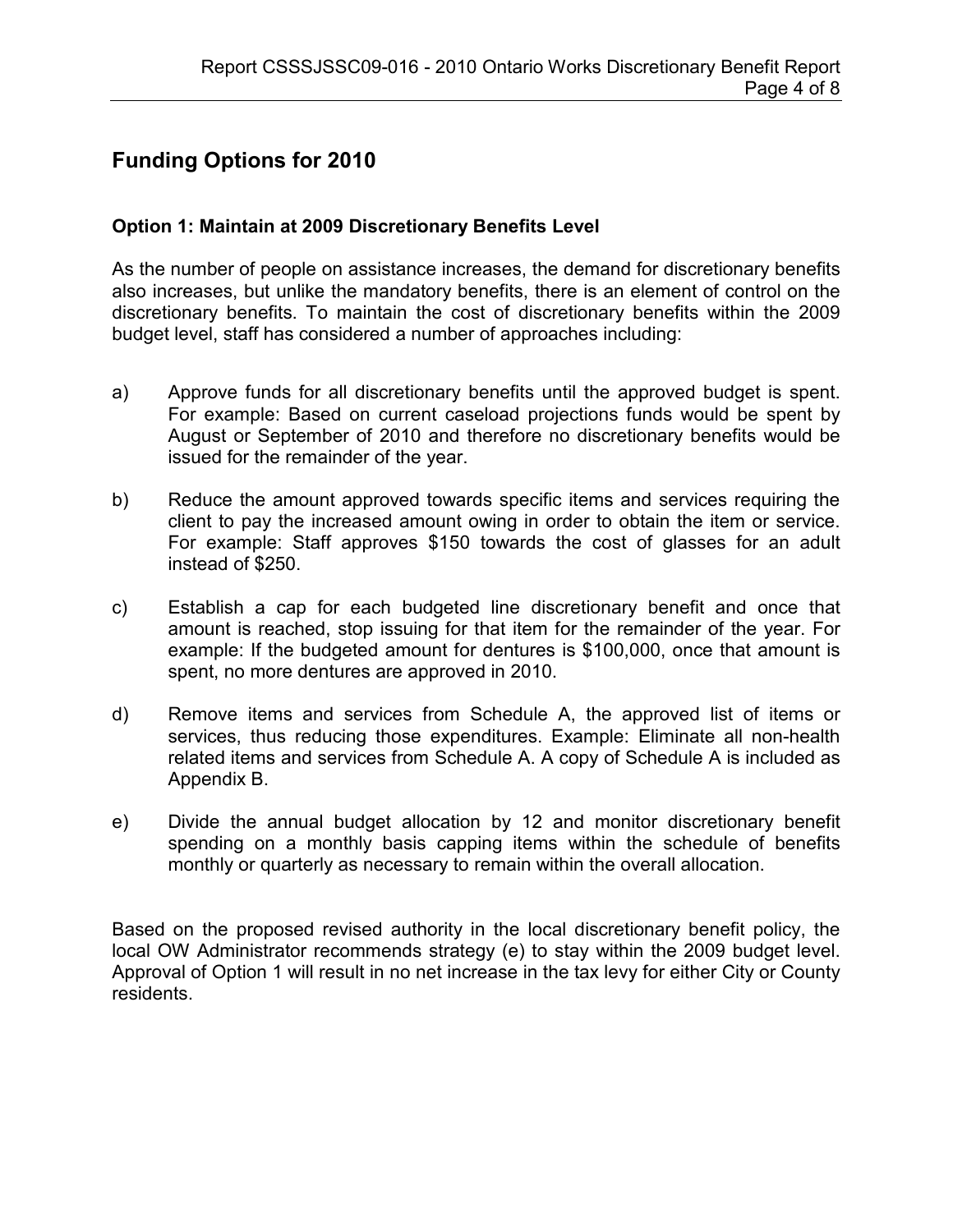## Funding Options for 2010

### Option 1: Maintain at 2009 Discretionary Benefits Level

As the number of people on assistance increases, the demand for discretionary benefits also increases, but unlike the mandatory benefits, there is an element of control on the discretionary benefits. To maintain the cost of discretionary benefits within the 2009 budget level, staff has considered a number of approaches including:

a) Approve funds for all discretionary benefits until the approved budget is spent. For example: Based on current caseload projections funds would be spent by August or September of 2010 and therefore no discretionary benefits would be issued for the remainder of the year.

b) Reduce the amount approved towards specific items and services requiring the client to pay the increased amount owing in order to obtain the item or service. For example: Staff approves $150 towards the cost of glasses for an adult instead of $250.

c) Establish a cap for each budgeted line discretionary benefit and once that amount is reached, stop issuing for that item for the remainder of the year. For example: If the budgeted amount for dentures is $100,000, once that amount is spent, no more dentures are approved in 2010.

d) Remove items and services from Schedule A, the approved list of items or services, thus reducing those expenditures. Example: Eliminate all non-health related items and services from Schedule A. A copy of Schedule A is included as Appendix B.

e) Divide the annual budget allocation by 12 and monitor discretionary benefit spending on a monthly basis capping items within the schedule of benefits monthly or quarterly as necessary to remain within the overall allocation.

Based on the proposed revised authority in the local discretionary benefit policy, the local OW Administrator recommends strategy (e) to stay within the 2009 budget level. Approval of Option 1 will result in no net increase in the tax levy for either City or County residents.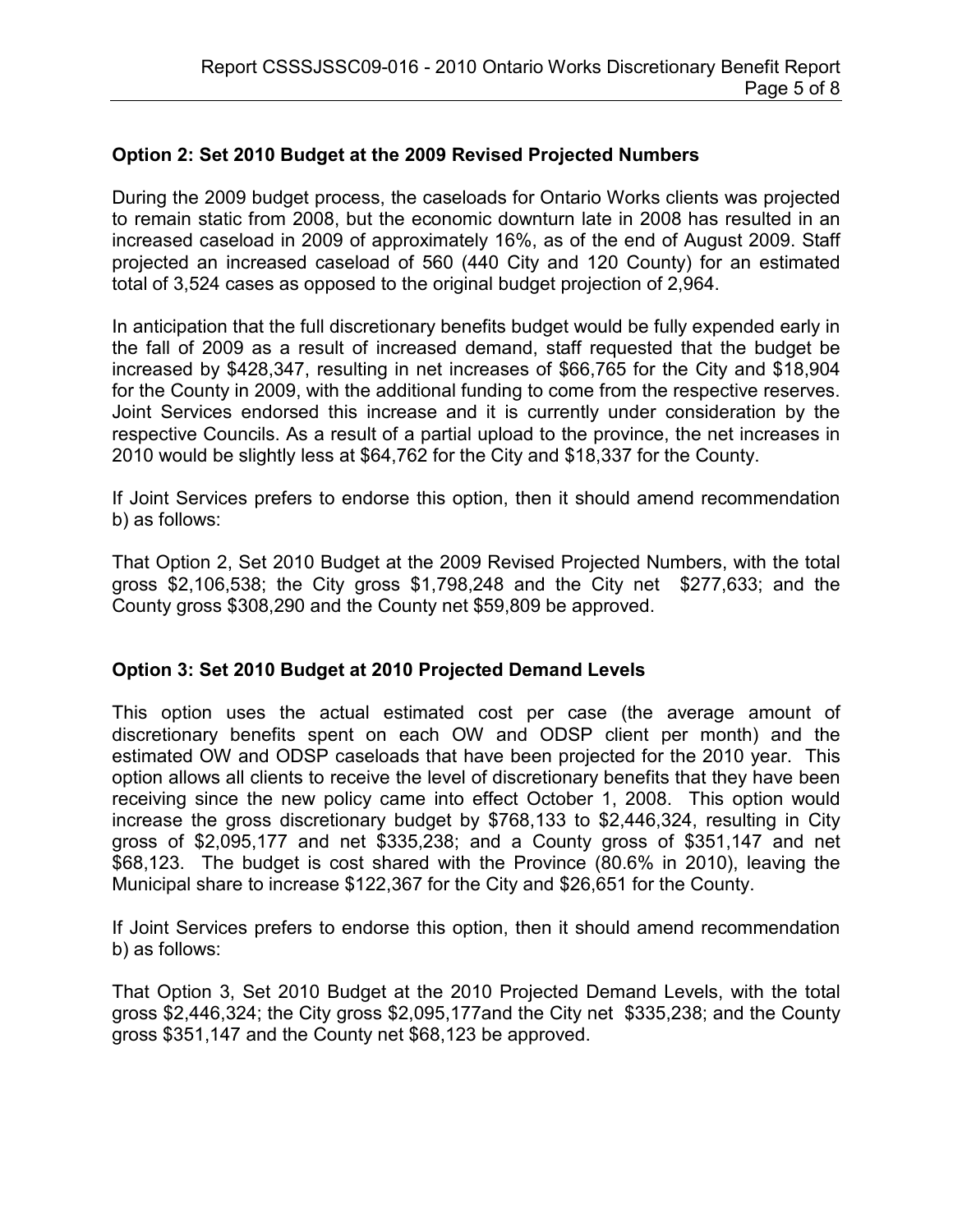**Option 2: Set 2010 Budget at the 2009 Revised Projected Numbers**

During the 2009 budget process, the caseloads for Ontario Works clients was projected to remain static from 2008, but the economic downturn late in 2008 has resulted in an increased caseload in 2009 of approximately 16%, as of the end of August 2009. Staff projected an increased caseload of 560 (440 City and 120 County) for an estimated total of 3,524 cases as opposed to the original budget projection of 2,964.

In anticipation that the full discretionary benefits budget would be fully expended early in the fall of 2009 as a result of increased demand, staff requested that the budget be increased by $428,347, resulting in net increases of $66,765 for the City and $18,904 for the County in 2009, with the additional funding to come from the respective reserves. Joint Services endorsed this increase and it is currently under consideration by the respective Councils. As a result of a partial upload to the province, the net increases in 2010 would be slightly less at $64,762 for the City and $18,337 for the County.

If Joint Services prefers to endorse this option, then it should amend recommendation b) as follows:

That Option 2, Set 2010 Budget at the 2009 Revised Projected Numbers, with the total gross $2,106,538; the City gross $1,798,248 and the City net $277,633; and the County gross $308,290 and the County net $59,809 be approved.

**Option 3: Set 2010 Budget at 2010 Projected Demand Levels**

This option uses the actual estimated cost per case (the average amount of discretionary benefits spent on each OW and ODSP client per month) and the estimated OW and ODSP caseloads that have been projected for the 2010 year. This option allows all clients to receive the level of discretionary benefits that they have been receiving since the new policy came into effect October 1, 2008. This option would increase the gross discretionary budget by $768,133 to $2,446,324, resulting in City gross of $2,095,177 and net $335,238; and a County gross of $351,147 and net $68,123. The budget is cost shared with the Province (80.6% in 2010), leaving the Municipal share to increase $122,367 for the City and $26,651 for the County.

If Joint Services prefers to endorse this option, then it should amend recommendation b) as follows:

That Option 3, Set 2010 Budget at the 2010 Projected Demand Levels, with the total gross $2,446,324; the City gross $2,095,177and the City net $335,238; and the County gross $351,147 and the County net $68,123 be approved.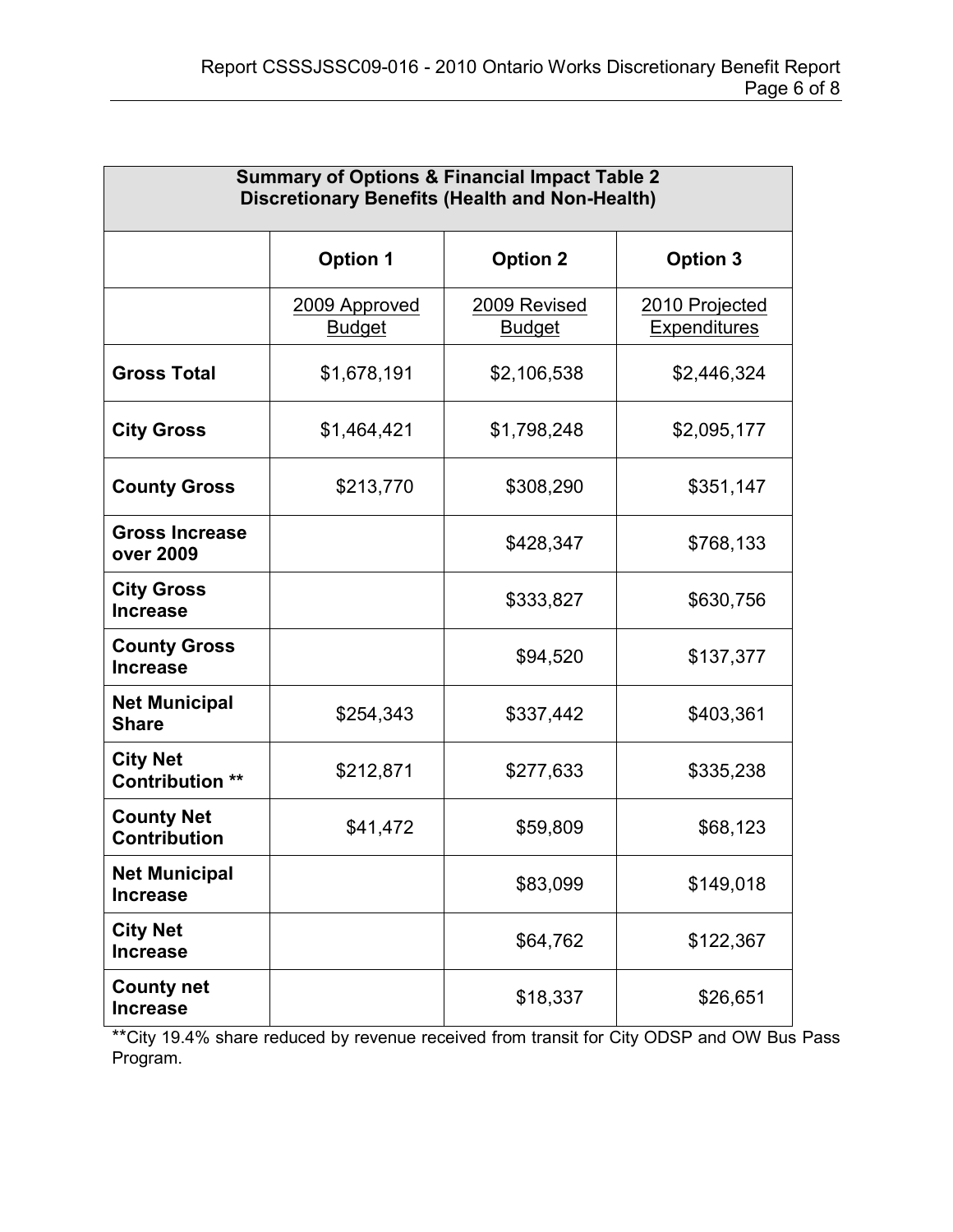| Summary of Options & Financial Impact Table 2<br>Discretionary Benefits (Health and Non-Health) | | | |
|---|---|---|---|
| | **Option 1** | **Option 2** | **Option 3** |
| | 2009 Approved Budget | 2009 Revised Budget | 2010 Projected Expenditures |
| **Gross Total** | $1,678,191 | $2,106,538 | $2,446,324 |
| **City Gross** | $1,464,421 | $1,798,248 | $2,095,177 |
| **County Gross** | $213,770 | $308,290 | $351,147 |
| **Gross Increase over 2009** | | $428,347 | $768,133 |
| **City Gross Increase** | | $333,827 | $630,756 |
| **County Gross Increase** | | $94,520 | $137,377 |
| **Net Municipal Share** | $254,343 | $337,442 | $403,361 |
| **City Net Contribution \*\*** | $212,871 | $277,633 | $335,238 |
| **County Net Contribution** | $41,472 | $59,809 | $68,123 |
| **Net Municipal Increase** | | $83,099 | $149,018 |
| **City Net Increase** | | $64,762 | $122,367 |
| **County net Increase** | | $18,337 | $26,651 |

**City 19.4% share reduced by revenue received from transit for City ODSP and OW Bus Pass Program.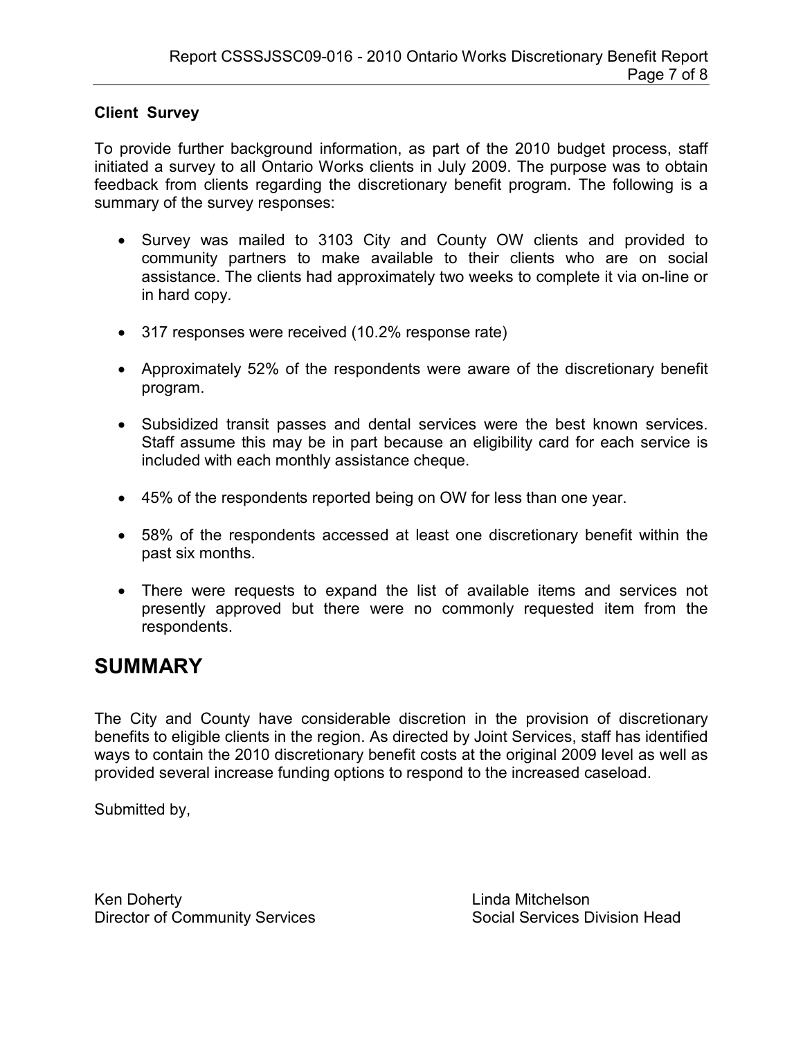**Client Survey**

To provide further background information, as part of the 2010 budget process, staff initiated a survey to all Ontario Works clients in July 2009. The purpose was to obtain feedback from clients regarding the discretionary benefit program. The following is a summary of the survey responses:

- Survey was mailed to 3103 City and County OW clients and provided to community partners to make available to their clients who are on social assistance. The clients had approximately two weeks to complete it via on-line or in hard copy.
- 317 responses were received (10.2% response rate)
- Approximately 52% of the respondents were aware of the discretionary benefit program.
- Subsidized transit passes and dental services were the best known services. Staff assume this may be in part because an eligibility card for each service is included with each monthly assistance cheque.
- 45% of the respondents reported being on OW for less than one year.
- 58% of the respondents accessed at least one discretionary benefit within the past six months.
- There were requests to expand the list of available items and services not presently approved but there were no commonly requested item from the respondents.

# SUMMARY

The City and County have considerable discretion in the provision of discretionary benefits to eligible clients in the region. As directed by Joint Services, staff has identified ways to contain the 2010 discretionary benefit costs at the original 2009 level as well as provided several increase funding options to respond to the increased caseload.

Submitted by,

Ken Doherty
Director of Community Services

Linda Mitchelson
Social Services Division Head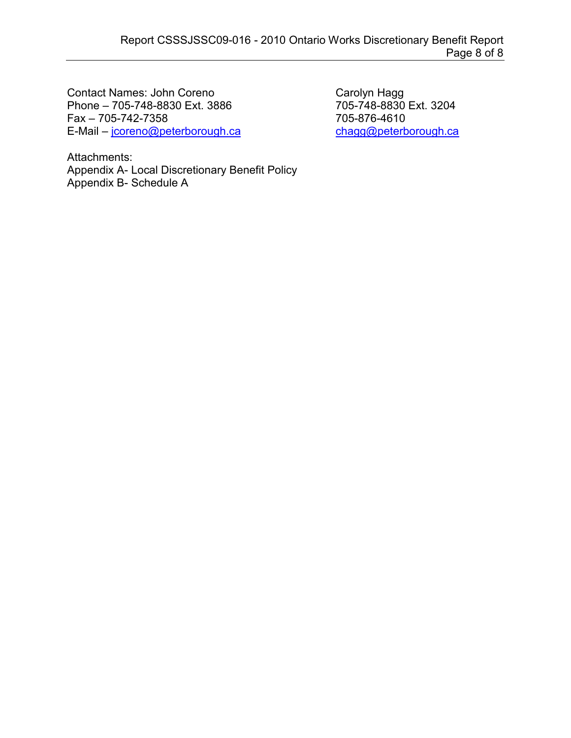Contact Names: John Coreno
Phone – 705-748-8830 Ext. 3886
Fax – 705-742-7358
E-Mail – jcoreno@peterborough.ca

Carolyn Hagg
705-748-8830 Ext. 3204
705-876-4610
chagg@peterborough.ca

Attachments:
Appendix A- Local Discretionary Benefit Policy
Appendix B- Schedule A